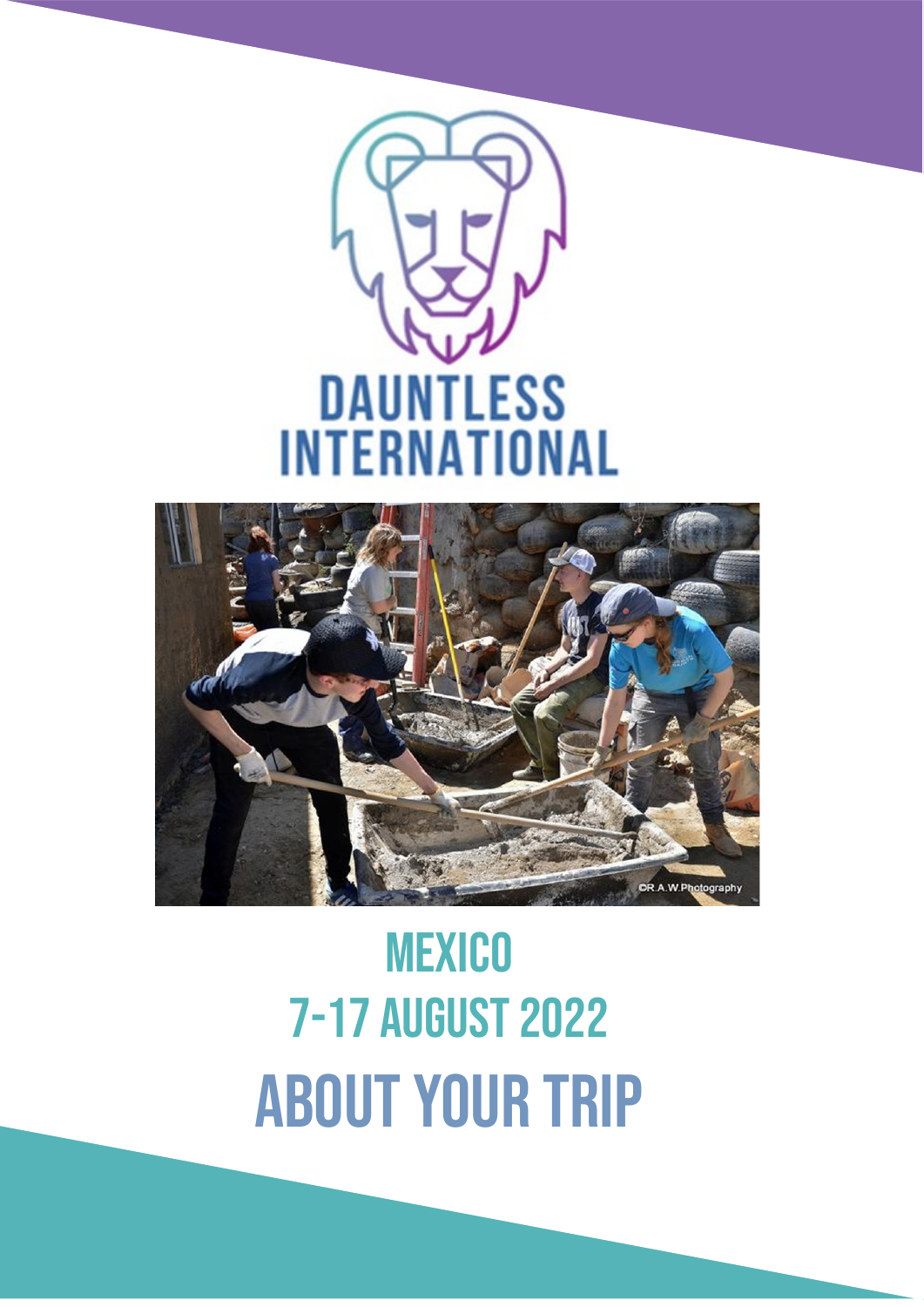DAUNTLESS INTERNATIONAL

# MEXICO

## 7-17 AUGUST 2022

# ABOUT YOUR TRIP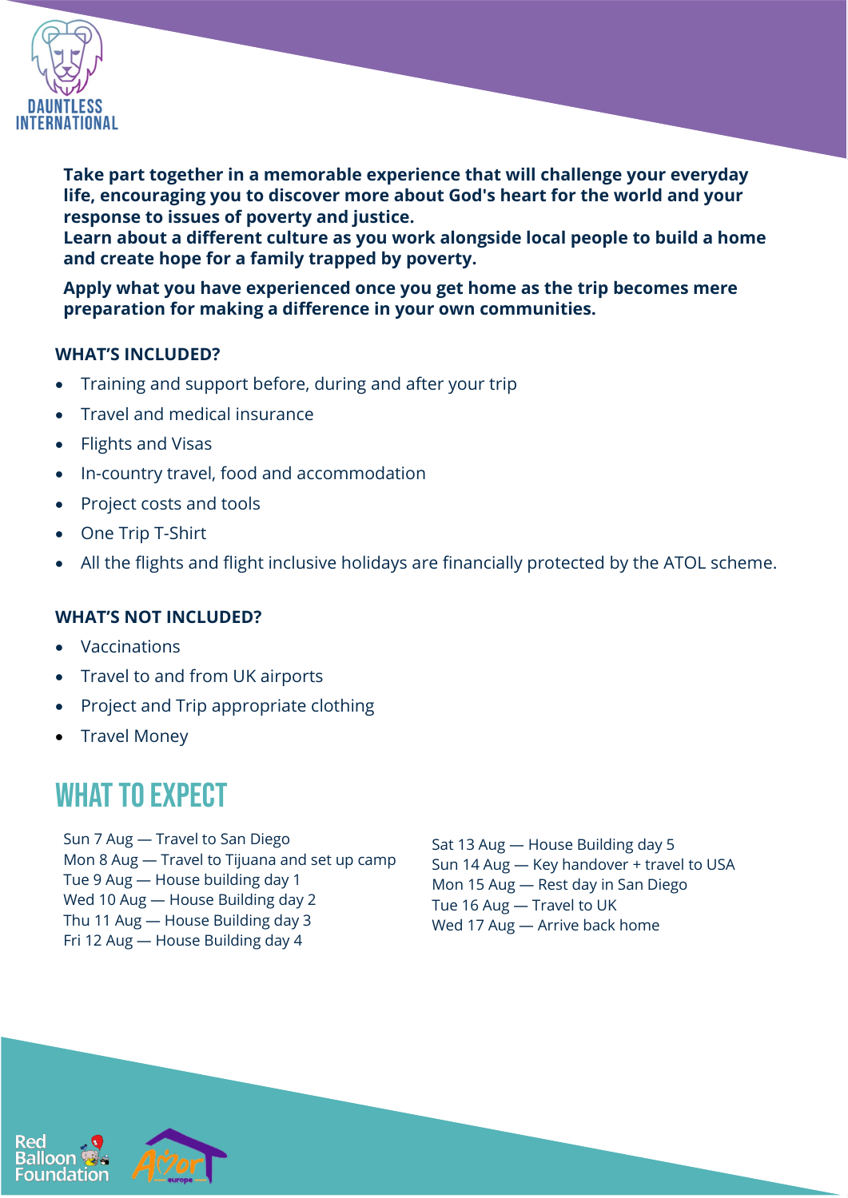**Take part together in a memorable experience that will challenge your everyday life, encouraging you to discover more about God's heart for the world and your response to issues of poverty and justice.**
**Learn about a different culture as you work alongside local people to build a home and create hope for a family trapped by poverty.**

**Apply what you have experienced once you get home as the trip becomes mere preparation for making a difference in your own communities.**

### WHAT'S INCLUDED?

- Training and support before, during and after your trip
- Travel and medical insurance
- Flights and Visas
- In-country travel, food and accommodation
- Project costs and tools
- One Trip T-Shirt
- All the flights and flight inclusive holidays are financially protected by the ATOL scheme.

### WHAT'S NOT INCLUDED?

- Vaccinations
- Travel to and from UK airports
- Project and Trip appropriate clothing
- Travel Money

## WHAT TO EXPECT

Sun 7 Aug — Travel to San Diego
Mon 8 Aug — Travel to Tijuana and set up camp
Tue 9 Aug — House building day 1
Wed 10 Aug — House Building day 2
Thu 11 Aug — House Building day 3
Fri 12 Aug — House Building day 4
Sat 13 Aug — House Building day 5
Sun 14 Aug — Key handover + travel to USA
Mon 15 Aug — Rest day in San Diego
Tue 16 Aug — Travel to UK
Wed 17 Aug — Arrive back home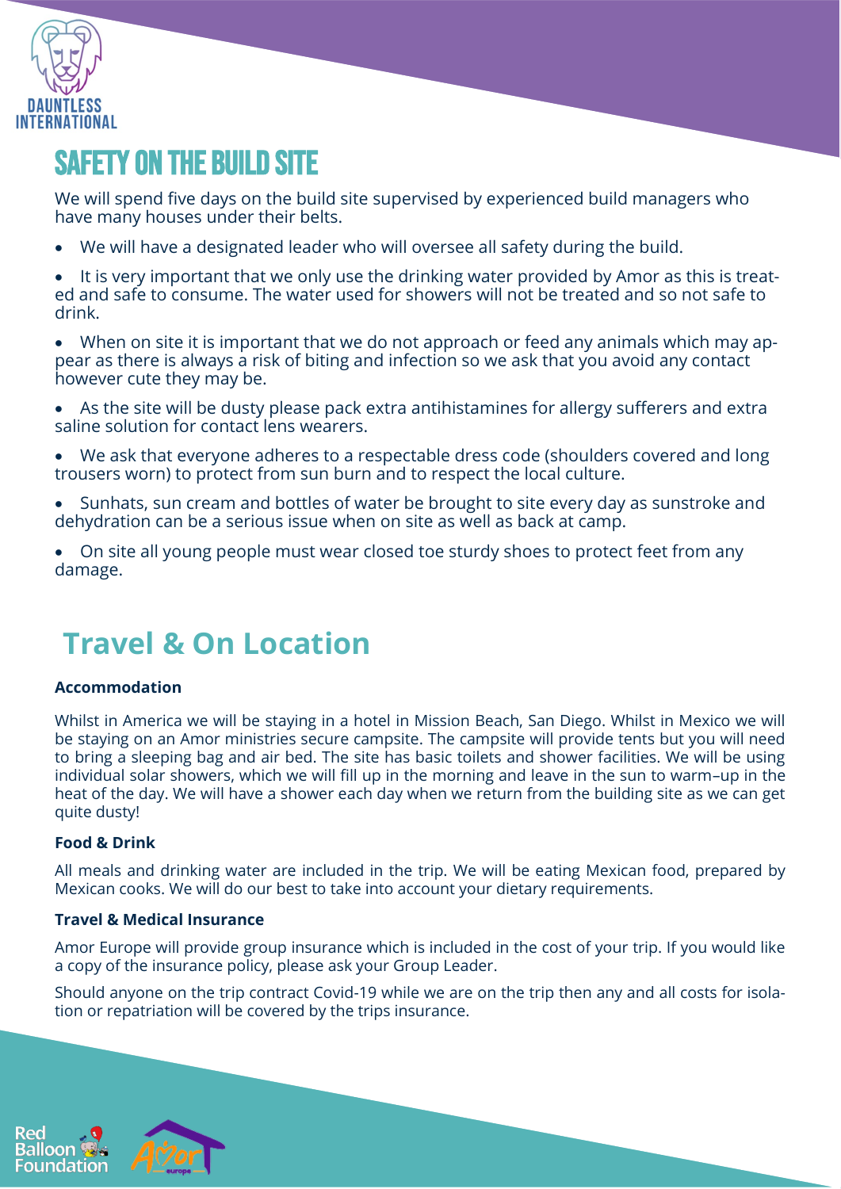# SAFETY ON THE BUILD SITE

We will spend five days on the build site supervised by experienced build managers who have many houses under their belts.

- We will have a designated leader who will oversee all safety during the build.
- It is very important that we only use the drinking water provided by Amor as this is treated and safe to consume. The water used for showers will not be treated and so not safe to drink.
- When on site it is important that we do not approach or feed any animals which may appear as there is always a risk of biting and infection so we ask that you avoid any contact however cute they may be.
- As the site will be dusty please pack extra antihistamines for allergy sufferers and extra saline solution for contact lens wearers.
- We ask that everyone adheres to a respectable dress code (shoulders covered and long trousers worn) to protect from sun burn and to respect the local culture.
- Sunhats, sun cream and bottles of water be brought to site every day as sunstroke and dehydration can be a serious issue when on site as well as back at camp.
- On site all young people must wear closed toe sturdy shoes to protect feet from any damage.

# Travel & On Location

**Accommodation**

Whilst in America we will be staying in a hotel in Mission Beach, San Diego. Whilst in Mexico we will be staying on an Amor ministries secure campsite. The campsite will provide tents but you will need to bring a sleeping bag and air bed. The site has basic toilets and shower facilities. We will be using individual solar showers, which we will fill up in the morning and leave in the sun to warm–up in the heat of the day. We will have a shower each day when we return from the building site as we can get quite dusty!

**Food & Drink**

All meals and drinking water are included in the trip. We will be eating Mexican food, prepared by Mexican cooks. We will do our best to take into account your dietary requirements.

**Travel & Medical Insurance**

Amor Europe will provide group insurance which is included in the cost of your trip. If you would like a copy of the insurance policy, please ask your Group Leader.

Should anyone on the trip contract Covid-19 while we are on the trip then any and all costs for isolation or repatriation will be covered by the trips insurance.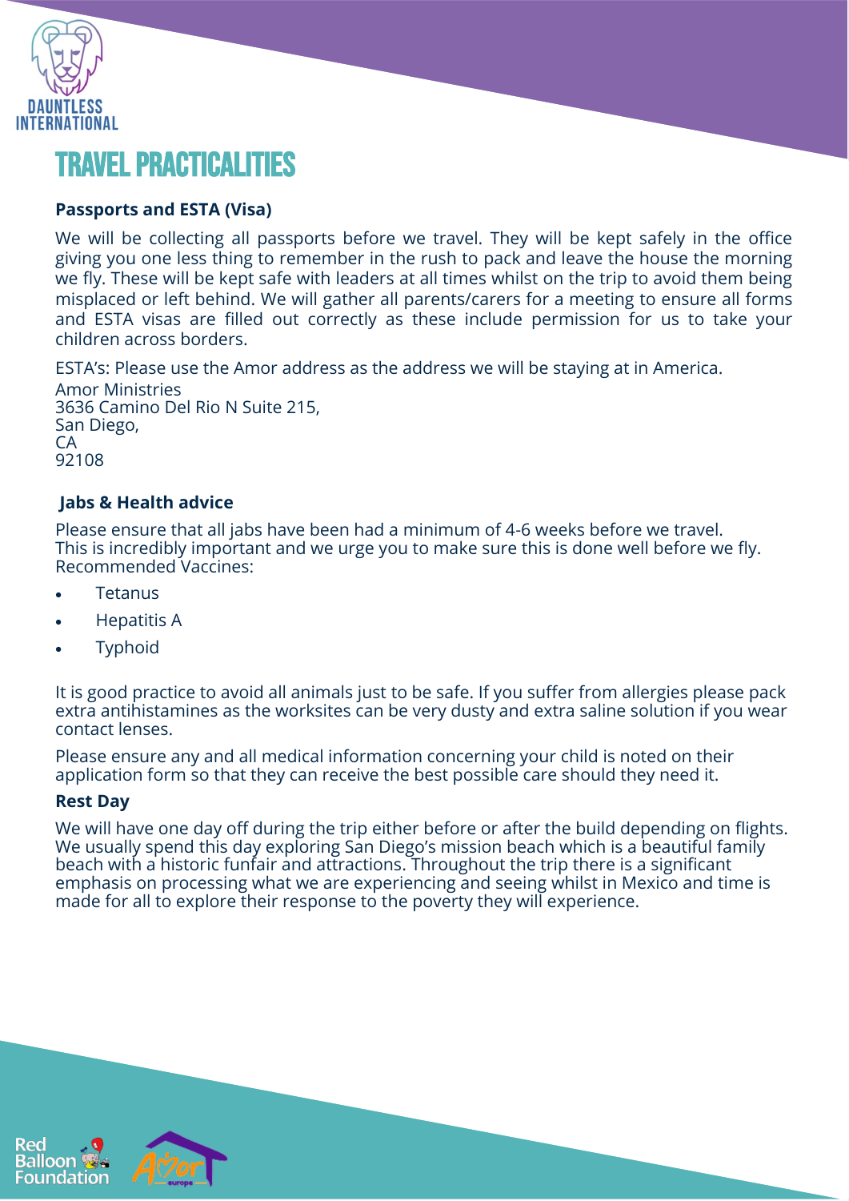# TRAVEL PRACTICALITIES

**Passports and ESTA (Visa)**

We will be collecting all passports before we travel. They will be kept safely in the office giving you one less thing to remember in the rush to pack and leave the house the morning we fly. These will be kept safe with leaders at all times whilst on the trip to avoid them being misplaced or left behind. We will gather all parents/carers for a meeting to ensure all forms and ESTA visas are filled out correctly as these include permission for us to take your children across borders.

ESTA's: Please use the Amor address as the address we will be staying at in America.
Amor Ministries
3636 Camino Del Rio N Suite 215,
San Diego,
CA
92108

**Jabs & Health advice**

Please ensure that all jabs have been had a minimum of 4-6 weeks before we travel.
This is incredibly important and we urge you to make sure this is done well before we fly.
Recommended Vaccines:

- Tetanus
- Hepatitis A
- Typhoid

It is good practice to avoid all animals just to be safe. If you suffer from allergies please pack extra antihistamines as the worksites can be very dusty and extra saline solution if you wear contact lenses.

Please ensure any and all medical information concerning your child is noted on their application form so that they can receive the best possible care should they need it.

**Rest Day**

We will have one day off during the trip either before or after the build depending on flights. We usually spend this day exploring San Diego's mission beach which is a beautiful family beach with a historic funfair and attractions. Throughout the trip there is a significant emphasis on processing what we are experiencing and seeing whilst in Mexico and time is made for all to explore their response to the poverty they will experience.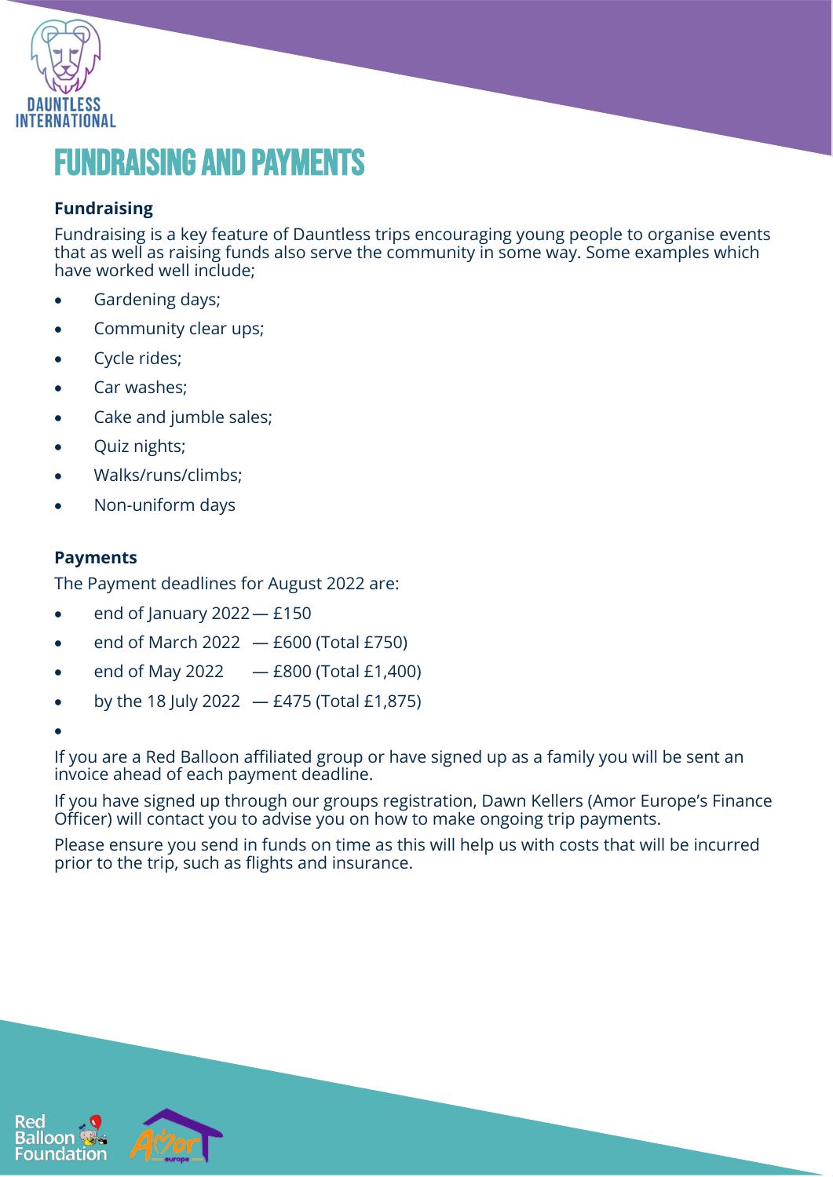# FUNDRAISING AND PAYMENTS

**Fundraising**

Fundraising is a key feature of Dauntless trips encouraging young people to organise events that as well as raising funds also serve the community in some way. Some examples which have worked well include;

- Gardening days;
- Community clear ups;
- Cycle rides;
- Car washes;
- Cake and jumble sales;
- Quiz nights;
- Walks/runs/climbs;
- Non-uniform days

**Payments**

The Payment deadlines for August 2022 are:

- end of January 2022 — £150
- end of March 2022 — £600 (Total £750)
- end of May 2022 — £800 (Total £1,400)
- by the 18 July 2022 — £475 (Total £1,875)

If you are a Red Balloon affiliated group or have signed up as a family you will be sent an invoice ahead of each payment deadline.

If you have signed up through our groups registration, Dawn Kellers (Amor Europe's Finance Officer) will contact you to advise you on how to make ongoing trip payments.

Please ensure you send in funds on time as this will help us with costs that will be incurred prior to the trip, such as flights and insurance.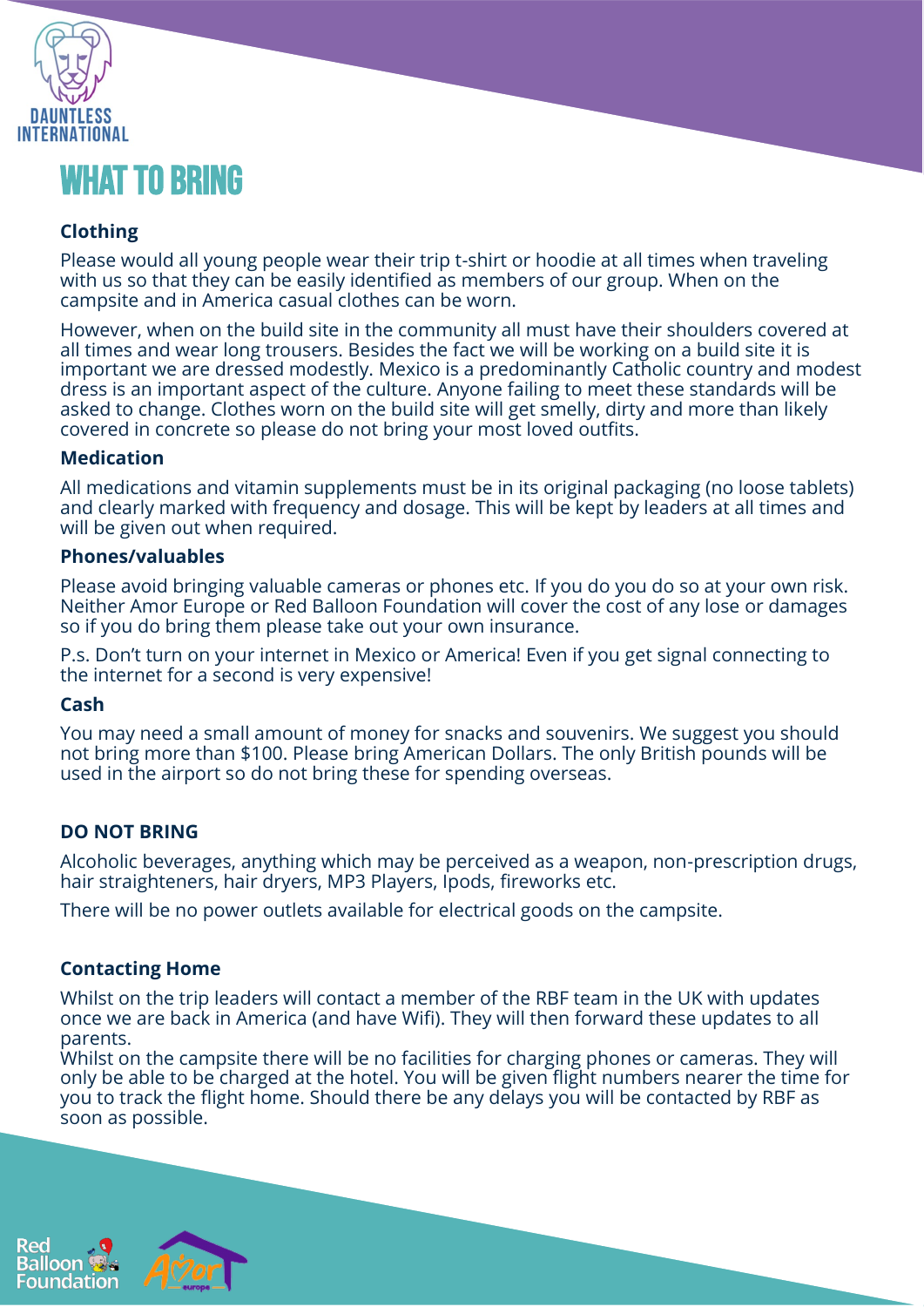# WHAT TO BRING

### Clothing

Please would all young people wear their trip t-shirt or hoodie at all times when traveling with us so that they can be easily identified as members of our group. When on the campsite and in America casual clothes can be worn.

However, when on the build site in the community all must have their shoulders covered at all times and wear long trousers. Besides the fact we will be working on a build site it is important we are dressed modestly. Mexico is a predominantly Catholic country and modest dress is an important aspect of the culture. Anyone failing to meet these standards will be asked to change. Clothes worn on the build site will get smelly, dirty and more than likely covered in concrete so please do not bring your most loved outfits.

### Medication

All medications and vitamin supplements must be in its original packaging (no loose tablets) and clearly marked with frequency and dosage. This will be kept by leaders at all times and will be given out when required.

### Phones/valuables

Please avoid bringing valuable cameras or phones etc. If you do you do so at your own risk. Neither Amor Europe or Red Balloon Foundation will cover the cost of any lose or damages so if you do bring them please take out your own insurance.

P.s. Don't turn on your internet in Mexico or America! Even if you get signal connecting to the internet for a second is very expensive!

### Cash

You may need a small amount of money for snacks and souvenirs. We suggest you should not bring more than $100. Please bring American Dollars. The only British pounds will be used in the airport so do not bring these for spending overseas.

### DO NOT BRING

Alcoholic beverages, anything which may be perceived as a weapon, non-prescription drugs, hair straighteners, hair dryers, MP3 Players, Ipods, fireworks etc.

There will be no power outlets available for electrical goods on the campsite.

### Contacting Home

Whilst on the trip leaders will contact a member of the RBF team in the UK with updates once we are back in America (and have Wifi). They will then forward these updates to all parents.
Whilst on the campsite there will be no facilities for charging phones or cameras. They will only be able to be charged at the hotel. You will be given flight numbers nearer the time for you to track the flight home. Should there be any delays you will be contacted by RBF as soon as possible.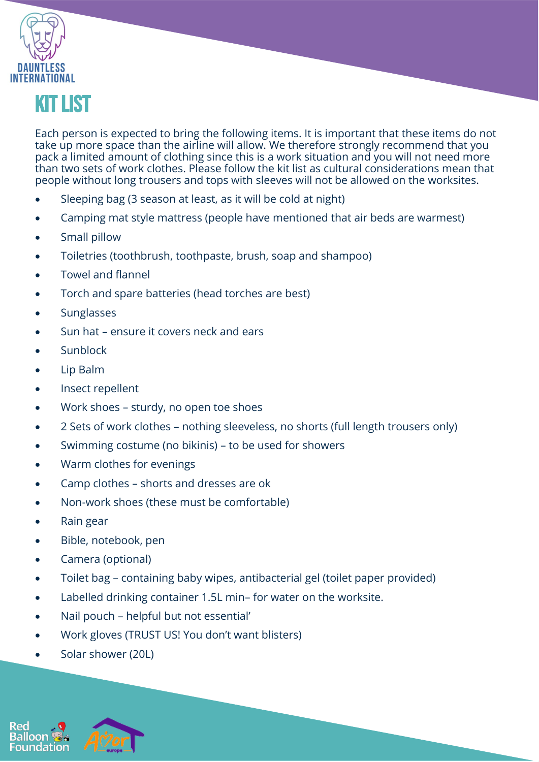# KIT LIST

Each person is expected to bring the following items. It is important that these items do not take up more space than the airline will allow. We therefore strongly recommend that you pack a limited amount of clothing since this is a work situation and you will not need more than two sets of work clothes. Please follow the kit list as cultural considerations mean that people without long trousers and tops with sleeves will not be allowed on the worksites.

- Sleeping bag (3 season at least, as it will be cold at night)
- Camping mat style mattress (people have mentioned that air beds are warmest)
- Small pillow
- Toiletries (toothbrush, toothpaste, brush, soap and shampoo)
- Towel and flannel
- Torch and spare batteries (head torches are best)
- Sunglasses
- Sun hat – ensure it covers neck and ears
- Sunblock
- Lip Balm
- Insect repellent
- Work shoes – sturdy, no open toe shoes
- 2 Sets of work clothes – nothing sleeveless, no shorts (full length trousers only)
- Swimming costume (no bikinis) – to be used for showers
- Warm clothes for evenings
- Camp clothes – shorts and dresses are ok
- Non-work shoes (these must be comfortable)
- Rain gear
- Bible, notebook, pen
- Camera (optional)
- Toilet bag – containing baby wipes, antibacterial gel (toilet paper provided)
- Labelled drinking container 1.5L min– for water on the worksite.
- Nail pouch – helpful but not essential'
- Work gloves (TRUST US! You don't want blisters)
- Solar shower (20L)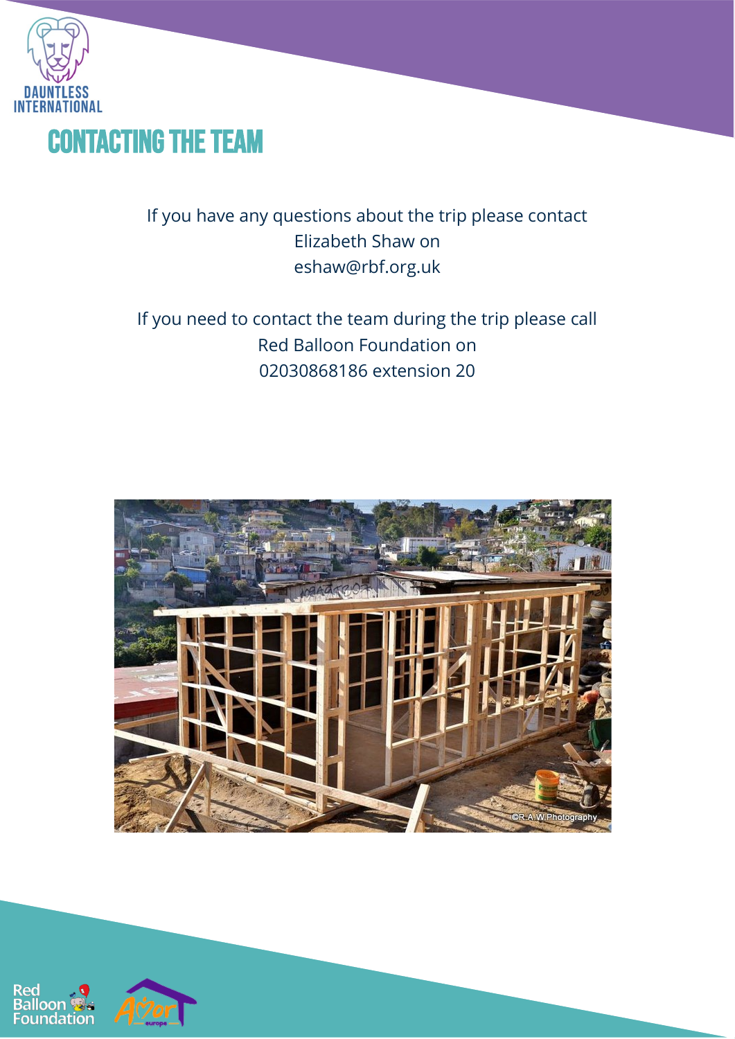# CONTACTING THE TEAM

If you have any questions about the trip please contact Elizabeth Shaw on eshaw@rbf.org.uk

If you need to contact the team during the trip please call Red Balloon Foundation on 02030868186 extension 20